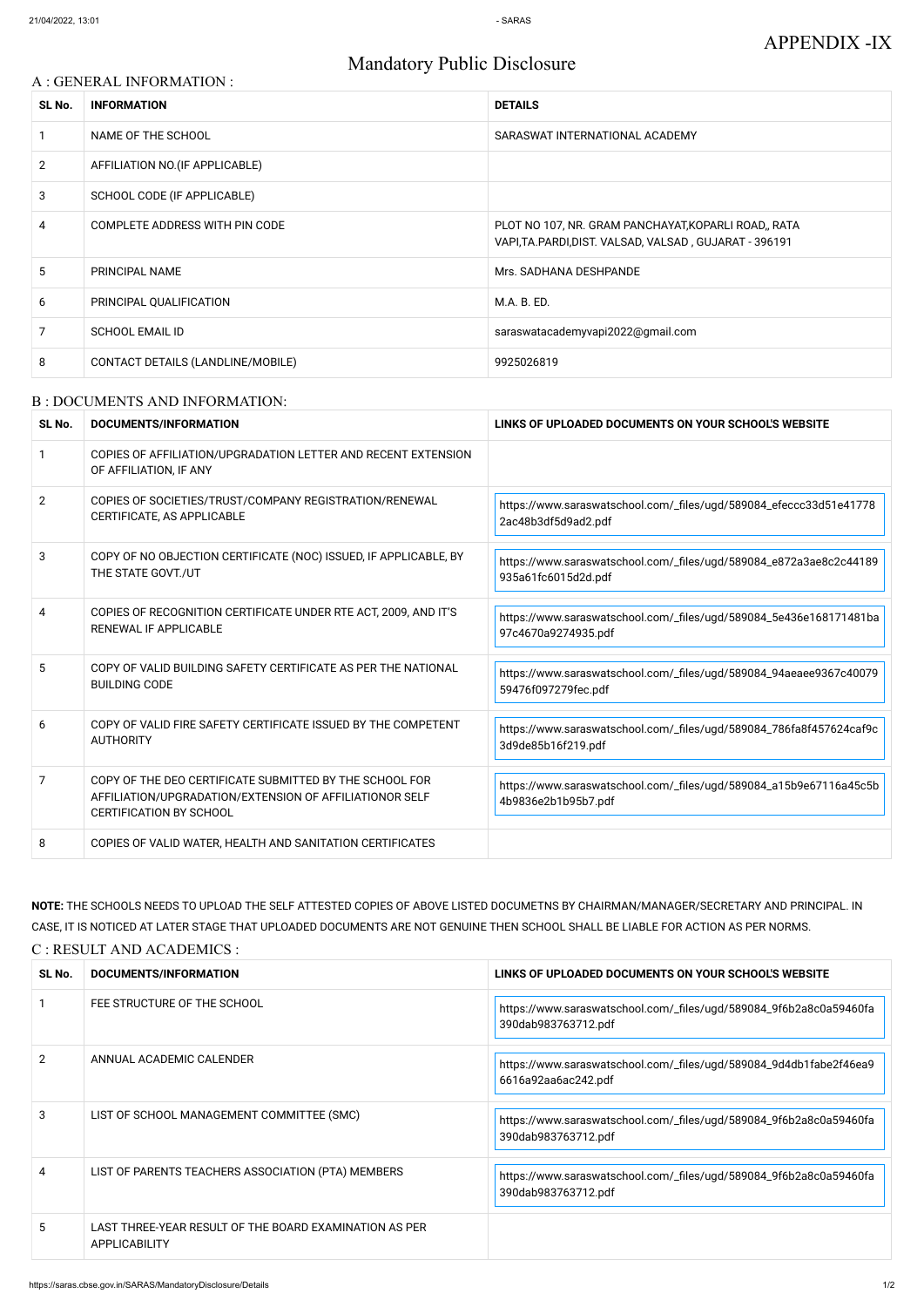APPENDIX -IX

# Mandatory Public Disclosure

## A : GENERAL INFORMATION :

| SL No. | INFORMATION | DETAILS |
|---|---|---|
| 1 | NAME OF THE SCHOOL | SARASWAT INTERNATIONAL ACADEMY |
| 2 | AFFILIATION NO.(IF APPLICABLE) | |
| 3 | SCHOOL CODE (IF APPLICABLE) | |
| 4 | COMPLETE ADDRESS WITH PIN CODE | PLOT NO 107, NR. GRAM PANCHAYAT,KOPARLI ROAD,, RATA VAPI,TA.PARDI,DIST. VALSAD, VALSAD , GUJARAT - 396191 |
| 5 | PRINCIPAL NAME | Mrs. SADHANA DESHPANDE |
| 6 | PRINCIPAL QUALIFICATION | M.A. B. ED. |
| 7 | SCHOOL EMAIL ID | saraswatacademyvapi2022@gmail.com |
| 8 | CONTACT DETAILS (LANDLINE/MOBILE) | 9925026819 |

## B : DOCUMENTS AND INFORMATION:

| SL No. | DOCUMENTS/INFORMATION | LINKS OF UPLOADED DOCUMENTS ON YOUR SCHOOL'S WEBSITE |
|---|---|---|
| 1 | COPIES OF AFFILIATION/UPGRADATION LETTER AND RECENT EXTENSION OF AFFILIATION, IF ANY | |
| 2 | COPIES OF SOCIETIES/TRUST/COMPANY REGISTRATION/RENEWAL CERTIFICATE, AS APPLICABLE | https://www.saraswatschool.com/_files/ugd/589084_efeccc33d51e417782ac48b3df5d9ad2.pdf |
| 3 | COPY OF NO OBJECTION CERTIFICATE (NOC) ISSUED, IF APPLICABLE, BY THE STATE GOVT./UT | https://www.saraswatschool.com/_files/ugd/589084_e872a3ae8c2c44189935a61fc6015d2d.pdf |
| 4 | COPIES OF RECOGNITION CERTIFICATE UNDER RTE ACT, 2009, AND IT'S RENEWAL IF APPLICABLE | https://www.saraswatschool.com/_files/ugd/589084_5e436e168171481ba97c4670a9274935.pdf |
| 5 | COPY OF VALID BUILDING SAFETY CERTIFICATE AS PER THE NATIONAL BUILDING CODE | https://www.saraswatschool.com/_files/ugd/589084_94aeaee9367c4007959476f097279fec.pdf |
| 6 | COPY OF VALID FIRE SAFETY CERTIFICATE ISSUED BY THE COMPETENT AUTHORITY | https://www.saraswatschool.com/_files/ugd/589084_786fa8f457624caf9c3d9de85b16f219.pdf |
| 7 | COPY OF THE DEO CERTIFICATE SUBMITTED BY THE SCHOOL FOR AFFILIATION/UPGRADATION/EXTENSION OF AFFILIATIONOR SELF CERTIFICATION BY SCHOOL | https://www.saraswatschool.com/_files/ugd/589084_a15b9e67116a45c5b4b9836e2b1b95b7.pdf |
| 8 | COPIES OF VALID WATER, HEALTH AND SANITATION CERTIFICATES | |

**NOTE:** THE SCHOOLS NEEDS TO UPLOAD THE SELF ATTESTED COPIES OF ABOVE LISTED DOCUMETNS BY CHAIRMAN/MANAGER/SECRETARY AND PRINCIPAL. IN CASE, IT IS NOTICED AT LATER STAGE THAT UPLOADED DOCUMENTS ARE NOT GENUINE THEN SCHOOL SHALL BE LIABLE FOR ACTION AS PER NORMS.

## C : RESULT AND ACADEMICS :

| SL No. | DOCUMENTS/INFORMATION | LINKS OF UPLOADED DOCUMENTS ON YOUR SCHOOL'S WEBSITE |
|---|---|---|
| 1 | FEE STRUCTURE OF THE SCHOOL | https://www.saraswatschool.com/_files/ugd/589084_9f6b2a8c0a59460fa390dab983763712.pdf |
| 2 | ANNUAL ACADEMIC CALENDER | https://www.saraswatschool.com/_files/ugd/589084_9d4db1fabe2f46ea96616a92aa6ac242.pdf |
| 3 | LIST OF SCHOOL MANAGEMENT COMMITTEE (SMC) | https://www.saraswatschool.com/_files/ugd/589084_9f6b2a8c0a59460fa390dab983763712.pdf |
| 4 | LIST OF PARENTS TEACHERS ASSOCIATION (PTA) MEMBERS | https://www.saraswatschool.com/_files/ugd/589084_9f6b2a8c0a59460fa390dab983763712.pdf |
| 5 | LAST THREE-YEAR RESULT OF THE BOARD EXAMINATION AS PER APPLICABILITY | |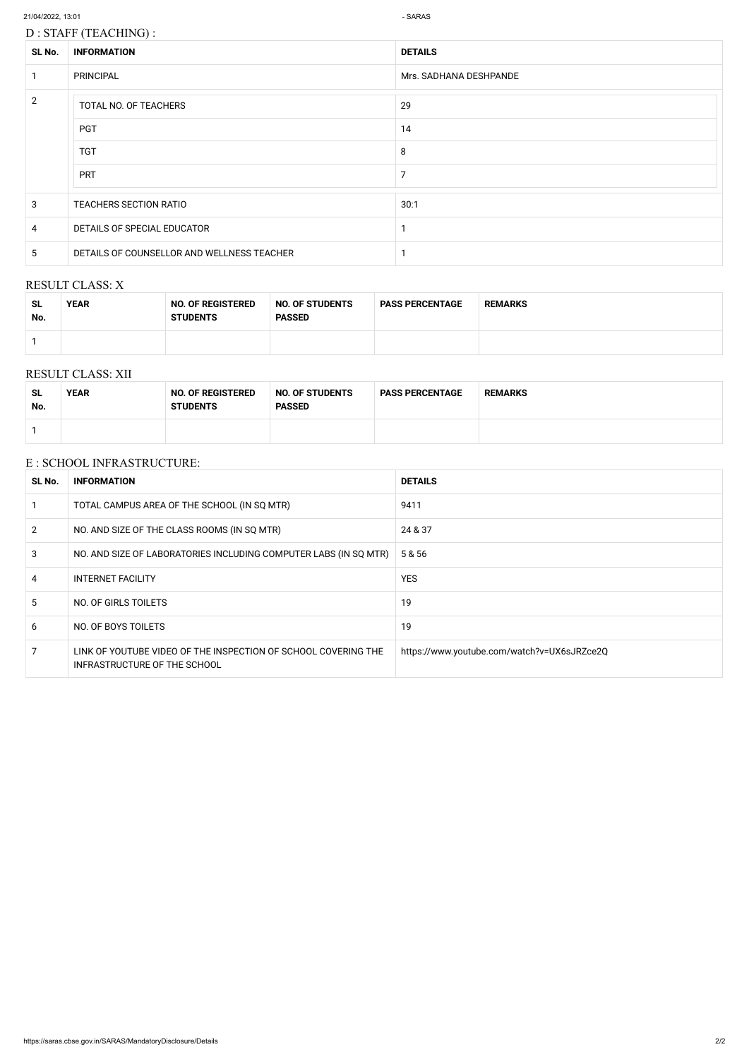## D : STAFF (TEACHING) :

| SL No. | INFORMATION | DETAILS |
|---|---|---|
| 1 | PRINCIPAL | Mrs. SADHANA DESHPANDE |
| 2 | TOTAL NO. OF TEACHERS | 29 |
| | PGT | 14 |
| | TGT | 8 |
| | PRT | 7 |
| 3 | TEACHERS SECTION RATIO | 30:1 |
| 4 | DETAILS OF SPECIAL EDUCATOR | 1 |
| 5 | DETAILS OF COUNSELLOR AND WELLNESS TEACHER | 1 |

## RESULT CLASS: X

| SL No. | YEAR | NO. OF REGISTERED STUDENTS | NO. OF STUDENTS PASSED | PASS PERCENTAGE | REMARKS |
|---|---|---|---|---|---|
| 1 | | | | | |

## RESULT CLASS: XII

| SL No. | YEAR | NO. OF REGISTERED STUDENTS | NO. OF STUDENTS PASSED | PASS PERCENTAGE | REMARKS |
|---|---|---|---|---|---|
| 1 | | | | | |

## E : SCHOOL INFRASTRUCTURE:

| SL No. | INFORMATION | DETAILS |
|---|---|---|
| 1 | TOTAL CAMPUS AREA OF THE SCHOOL (IN SQ MTR) | 9411 |
| 2 | NO. AND SIZE OF THE CLASS ROOMS (IN SQ MTR) | 24 & 37 |
| 3 | NO. AND SIZE OF LABORATORIES INCLUDING COMPUTER LABS (IN SQ MTR) | 5 & 56 |
| 4 | INTERNET FACILITY | YES |
| 5 | NO. OF GIRLS TOILETS | 19 |
| 6 | NO. OF BOYS TOILETS | 19 |
| 7 | LINK OF YOUTUBE VIDEO OF THE INSPECTION OF SCHOOL COVERING THE INFRASTRUCTURE OF THE SCHOOL | https://www.youtube.com/watch?v=UX6sJRZce2Q |